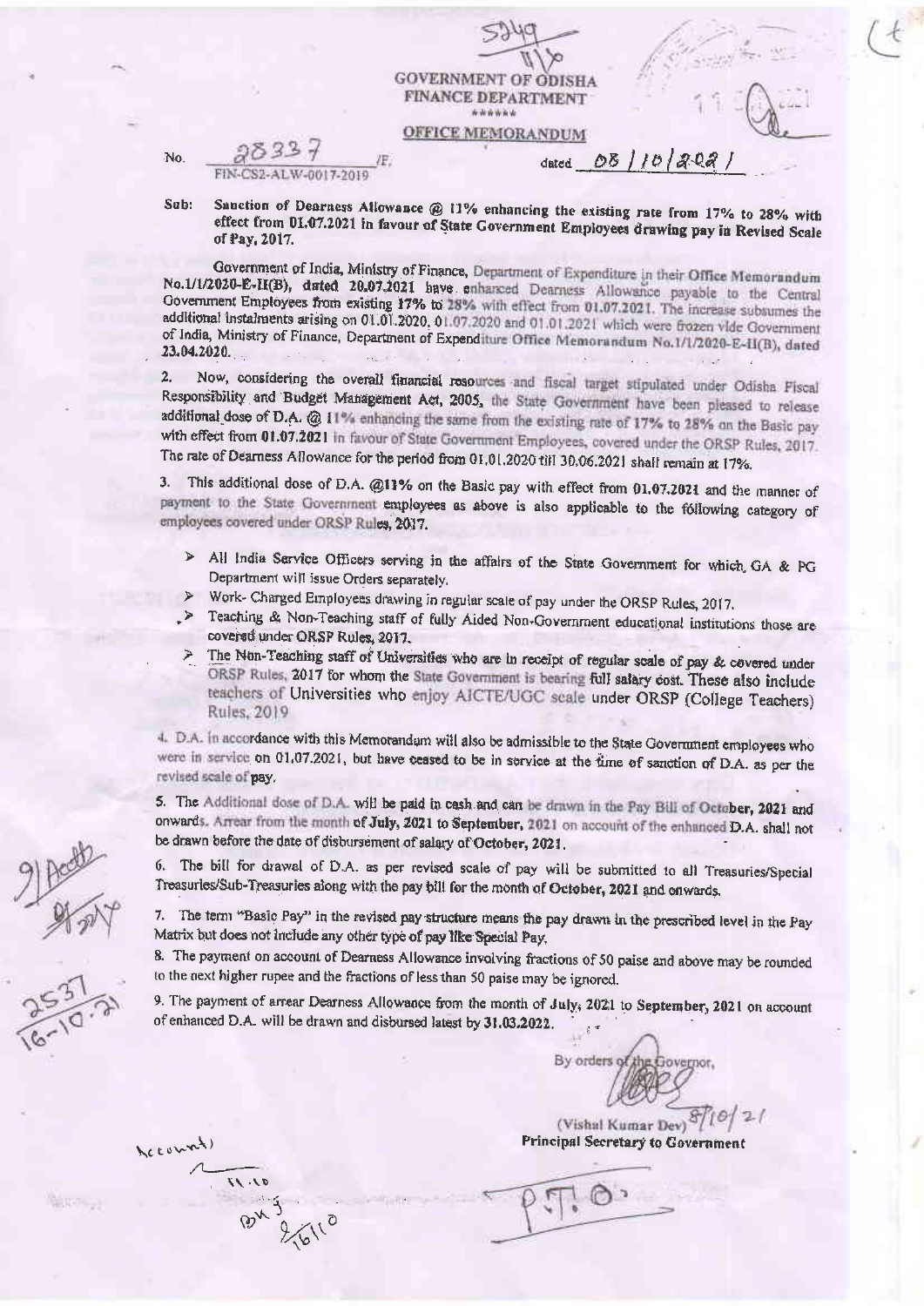# GOVERNMENT OF ODISHA
## FINANCE DEPARTMENT

\*\*\*\*\*\*

### OFFICE MEMORANDUM

No. 28337 /F. FIN-CS2-ALW-0017-2019 dated 08/10/2021

**Sub: Sanction of Dearness Allowance @ 11% enhancing the existing rate from 17% to 28% with effect from 01.07.2021 in favour of State Government Employees drawing pay in Revised Scale of Pay, 2017.**

Government of India, Ministry of Finance, Department of Expenditure in their **Office Memorandum No.1/1/2020-E-II(B), dated 20.07.2021** have enhanced Dearness Allowance payable to the Central Government Employees from existing **17% to 28%** with effect from **01.07.2021**. The increase subsumes the additional instalments arising on 01.01.2020, 01.07.2020 and 01.01.2021 which were frozen vide Government of India, Ministry of Finance, Department of Expenditure Office Memorandum No.1/1/2020-E-II(B), dated **23.04.2020.**

2. Now, considering the overall financial resources and fiscal target stipulated under Odisha Fiscal Responsibility and Budget Management Act, 2005, the State Government have been pleased to release additional dose of D.A. @ 11% enhancing the same from the existing rate of 17% to 28% on the Basic pay with effect from **01.07.2021** in favour of State Government Employees, covered under the ORSP Rules, 2017. The rate of Dearness Allowance for the period from 01.01.2020 till 30.06.2021 shall remain at 17%.

3. This additional dose of D.A. @11% on the Basic pay with effect from **01.07.2021** and the manner of payment to the State Government employees as above is also applicable to the following category of employees covered under ORSP Rules, 2017.

- All India Service Officers serving in the affairs of the State Government for which GA & PG Department will issue Orders separately.
- Work- Charged Employees drawing in regular scale of pay under the ORSP Rules, 2017.
- Teaching & Non-Teaching staff of fully Aided Non-Government educational institutions those are covered under ORSP Rules, 2017.
- The Non-Teaching staff of Universities who are in receipt of regular scale of pay & covered under ORSP Rules, 2017 for whom the State Government is bearing full salary cost. These also include teachers of Universities who enjoy AICTE/UGC scale under ORSP (College Teachers) Rules, 2019

4. D.A. in accordance with this Memorandum will also be admissible to the State Government employees who were in service on 01.07.2021, but have ceased to be in service at the time of sanction of D.A. as per the revised scale of pay.

5. The Additional dose of D.A. will be paid in cash and can be drawn in the Pay Bill of **October, 2021** and onwards. Arrear from the month of **July, 2021** to **September, 2021** on account of the enhanced D.A. shall not be drawn before the date of disbursement of salary of October, 2021.

6. The bill for drawal of D.A. as per revised scale of pay will be submitted to all Treasuries/Special Treasuries/Sub-Treasuries along with the pay bill for the month of **October, 2021** and onwards.

7. The term "Basic Pay" in the revised pay structure means the pay drawn in the prescribed level in the Pay Matrix but does not include any other type of pay like Special Pay.

8. The payment on account of Dearness Allowance involving fractions of 50 paise and above may be rounded to the next higher rupee and the fractions of less than 50 paise may be ignored.

9. The payment of arrear Dearness Allowance from the month of **July, 2021** to **September, 2021** on account of enhanced D.A. will be drawn and disbursed latest by **31.03.2022.**

By orders of the Governor,

(Vishal Kumar Dev) 8/10/21
**Principal Secretary to Government**

P.T.O.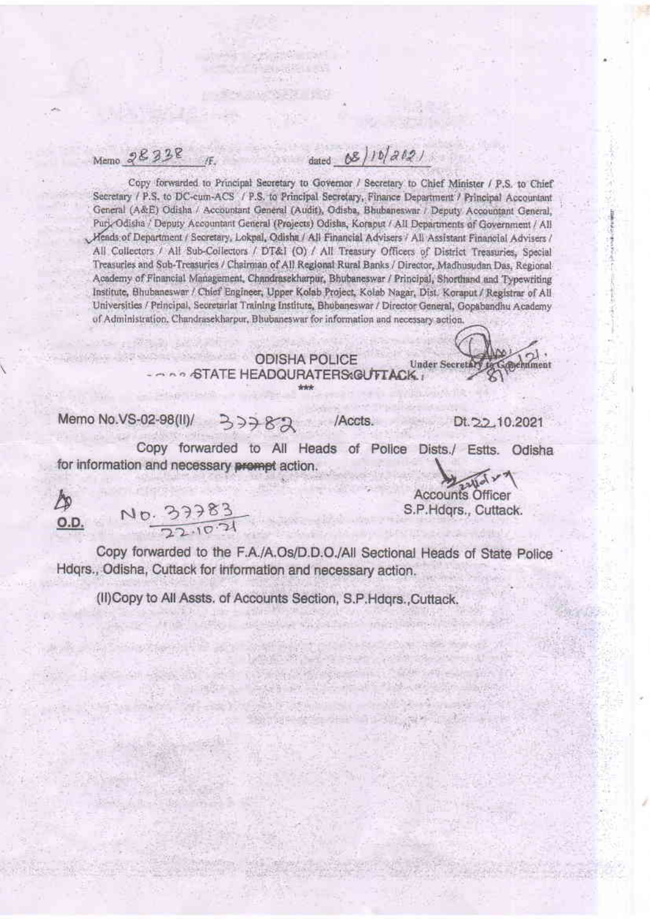Memo 28338 /F. dated 08/10/2021

Copy forwarded to Principal Secretary to Governor / Secretary to Chief Minister / P.S. to Chief Secretary / P.S. to DC-cum-ACS / P.S. to Principal Secretary, Finance Department / Principal Accountant General (A&E) Odisha / Accountant General (Audit), Odisha, Bhubaneswar / Deputy Accountant General, Puri, Odisha / Deputy Accountant General (Projects) Odisha, Koraput / All Departments of Government / All Heads of Department / Secretary, Lokpal, Odisha / All Financial Advisers / All Assistant Financial Advisers / All Collectors / All Sub-Collectors / DT&I (O) / All Treasury Officers of District Treasuries, Special Treasuries and Sub-Treasuries / Chairman of All Regional Rural Banks / Director, Madhusudan Das, Regional Academy of Financial Management, Chandrasekharpur, Bhubaneswar / Principal, Shorthand and Typewriting Institute, Bhubaneswar / Chief Engineer, Upper Kolab Project, Kolab Nagar, Dist. Koraput / Registrar of All Universities / Principal, Secretariat Training Institute, Bhubaneswar / Director General, Gopabandhu Academy of Administration, Chandrasekharpur, Bhubaneswar for information and necessary action.

Under Secretary to Government
8/10/21

**ODISHA POLICE**
**STATE HEADQURATERS, CUTTACK.**

\*\*\*

Memo No.VS-02-98(II)/ 37782 /Accts. Dt.22.10.2021

Copy forwarded to All Heads of Police Dists./ Estts. Odisha for information and necessary ~~prompt~~ action.

Accounts Officer
S.P.Hdqrs., Cuttack.

**O.D.** No. 37783
22.10.21

Copy forwarded to the F.A./A.Os/D.D.O./All Sectional Heads of State Police Hdqrs., Odisha, Cuttack for information and necessary action.

(II)Copy to All Assts. of Accounts Section, S.P.Hdqrs.,Cuttack.